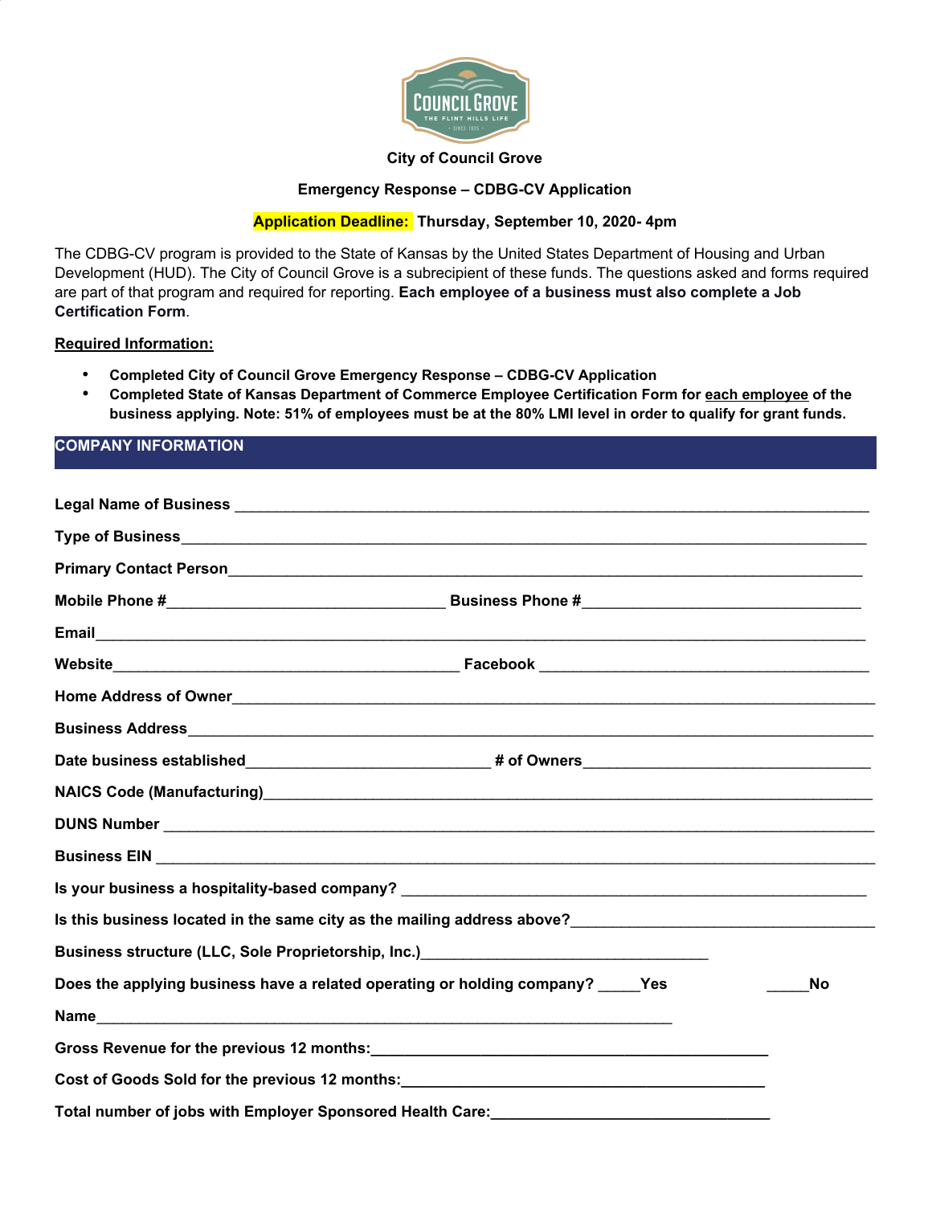**City of Council Grove**

**Emergency Response – CDBG-CV Application**

**Application Deadline: Thursday, September 10, 2020- 4pm**

The CDBG-CV program is provided to the State of Kansas by the United States Department of Housing and Urban Development (HUD). The City of Council Grove is a subrecipient of these funds. The questions asked and forms required are part of that program and required for reporting. **Each employee of a business must also complete a Job Certification Form**.

**Required Information:**

- **Completed City of Council Grove Emergency Response – CDBG-CV Application**
- **Completed State of Kansas Department of Commerce Employee Certification Form for each employee of the business applying. Note: 51% of employees must be at the 80% LMI level in order to qualify for grant funds.**

## COMPANY INFORMATION

**Legal Name of Business** ______________________________

**Type of Business**______________________________

**Primary Contact Person**______________________________

**Mobile Phone #**______________________ **Business Phone #**______________________

**Email**______________________________

**Website**______________________ **Facebook** ______________________

**Home Address of Owner**______________________________

**Business Address**______________________________

**Date business established**______________________ **# of Owners**______________________

**NAICS Code (Manufacturing)**______________________________

**DUNS Number** ______________________________

**Business EIN** ______________________________

**Is your business a hospitality-based company?** ______________________________

**Is this business located in the same city as the mailing address above?**______________________

**Business structure (LLC, Sole Proprietorship, Inc.)**______________________

**Does the applying business have a related operating or holding company?** _____**Yes** _____**No**

**Name**______________________________

**Gross Revenue for the previous 12 months:**______________________________

**Cost of Goods Sold for the previous 12 months:**______________________________

**Total number of jobs with Employer Sponsored Health Care:**______________________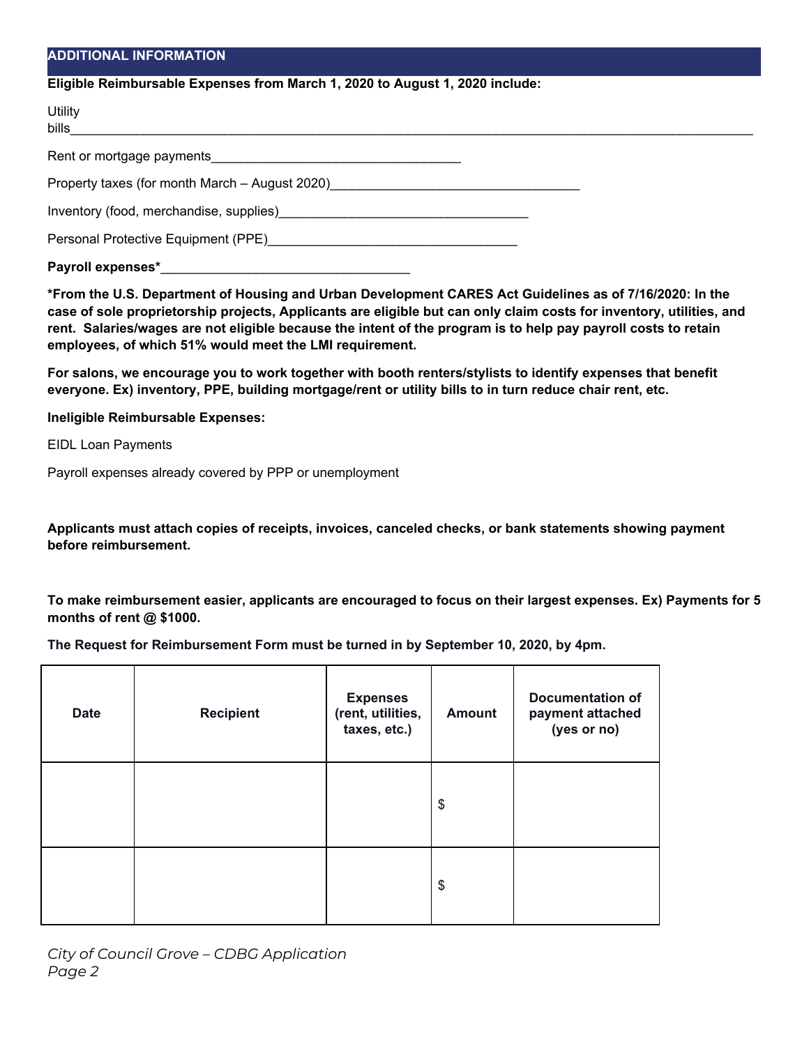## ADDITIONAL INFORMATION

**Eligible Reimbursable Expenses from March 1, 2020 to August 1, 2020 include:**

Utility bills________________________________________________________________________________________________

Rent or mortgage payments__________________________________

Property taxes (for month March – August 2020)__________________________________

Inventory (food, merchandise, supplies)__________________________________

Personal Protective Equipment (PPE)__________________________________

**Payroll expenses***__________________________________

***From the U.S. Department of Housing and Urban Development CARES Act Guidelines as of 7/16/2020: In the case of sole proprietorship projects, Applicants are eligible but can only claim costs for inventory, utilities, and rent. Salaries/wages are not eligible because the intent of the program is to help pay payroll costs to retain employees, of which 51% would meet the LMI requirement.**

**For salons, we encourage you to work together with booth renters/stylists to identify expenses that benefit everyone. Ex) inventory, PPE, building mortgage/rent or utility bills to in turn reduce chair rent, etc.**

**Ineligible Reimbursable Expenses:**

EIDL Loan Payments

Payroll expenses already covered by PPP or unemployment

**Applicants must attach copies of receipts, invoices, canceled checks, or bank statements showing payment before reimbursement.**

**To make reimbursement easier, applicants are encouraged to focus on their largest expenses. Ex) Payments for 5 months of rent @ $1000.**

**The Request for Reimbursement Form must be turned in by September 10, 2020, by 4pm.**

| Date | Recipient | Expenses (rent, utilities, taxes, etc.) | Amount | Documentation of payment attached (yes or no) |
|---|---|---|---|---|
| | | | $ | |
| | | | $ | |

*City of Council Grove – CDBG Application*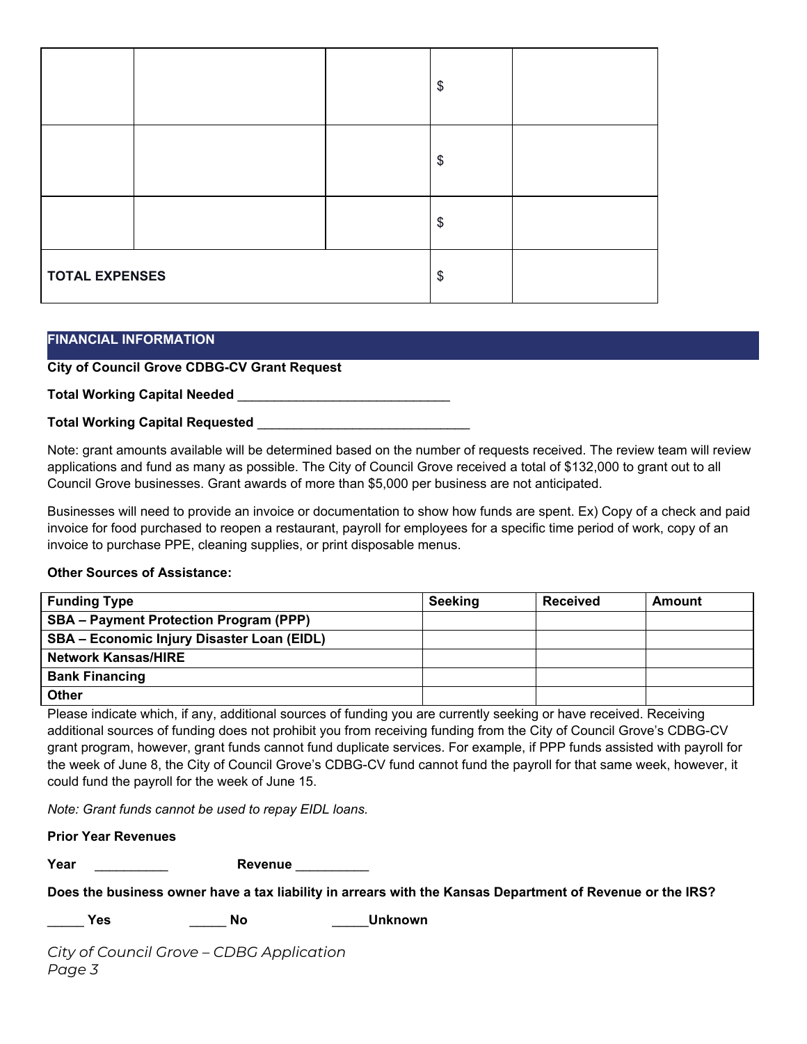| | | | | |
|---|---|---|---|---|
| | | | $ | |
| | | | $ | |
| | | | $ | |
| **TOTAL EXPENSES** | | | $ | |

## FINANCIAL INFORMATION

**City of Council Grove CDBG-CV Grant Request**

**Total Working Capital Needed** ______________________________

**Total Working Capital Requested** ______________________________

Note: grant amounts available will be determined based on the number of requests received. The review team will review applications and fund as many as possible. The City of Council Grove received a total of $132,000 to grant out to all Council Grove businesses. Grant awards of more than $5,000 per business are not anticipated.

Businesses will need to provide an invoice or documentation to show how funds are spent. Ex) Copy of a check and paid invoice for food purchased to reopen a restaurant, payroll for employees for a specific time period of work, copy of an invoice to purchase PPE, cleaning supplies, or print disposable menus.

**Other Sources of Assistance:**

| Funding Type | Seeking | Received | Amount |
|---|---|---|---|
| **SBA – Payment Protection Program (PPP)** | | | |
| **SBA – Economic Injury Disaster Loan (EIDL)** | | | |
| **Network Kansas/HIRE** | | | |
| **Bank Financing** | | | |
| **Other** | | | |

Please indicate which, if any, additional sources of funding you are currently seeking or have received. Receiving additional sources of funding does not prohibit you from receiving funding from the City of Council Grove's CDBG-CV grant program, however, grant funds cannot fund duplicate services. For example, if PPP funds assisted with payroll for the week of June 8, the City of Council Grove's CDBG-CV fund cannot fund the payroll for that same week, however, it could fund the payroll for the week of June 15.

*Note: Grant funds cannot be used to repay EIDL loans.*

**Prior Year Revenues**

**Year** __________ **Revenue** __________

**Does the business owner have a tax liability in arrears with the Kansas Department of Revenue or the IRS?**

_____ **Yes** _____ **No** _____**Unknown**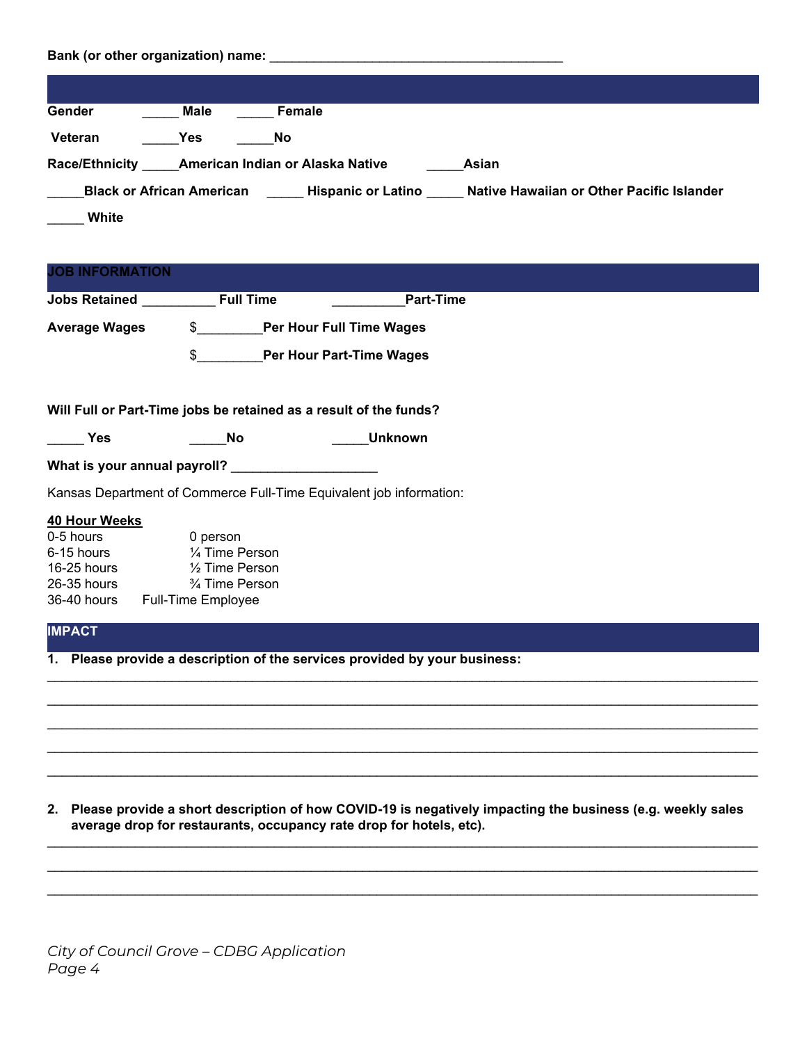**Bank (or other organization) name:** ________________________________________

**Gender** _____ **Male** _____ **Female**

**Veteran** _____**Yes** _____**No**

**Race/Ethnicity** _____**American Indian or Alaska Native** _____**Asian**

_____**Black or African American** _____ **Hispanic or Latino** _____ **Native Hawaiian or Other Pacific Islander**

_____ **White**

## JOB INFORMATION

**Jobs Retained** __________ **Full Time** __________**Part-Time**

**Average Wages** $_________**Per Hour Full Time Wages**

$_________**Per Hour Part-Time Wages**

**Will Full or Part-Time jobs be retained as a result of the funds?**

_____ **Yes** _____**No** _____**Unknown**

**What is your annual payroll?** ___________________

Kansas Department of Commerce Full-Time Equivalent job information:

**40 Hour Weeks**

| | |
|---|---|
| 0-5 hours | 0 person |
| 6-15 hours | ¼ Time Person |
| 16-25 hours | ½ Time Person |
| 26-35 hours | ¾ Time Person |
| 36-40 hours | Full-Time Employee |

## IMPACT

1. **Please provide a description of the services provided by your business:**

______________________________________________________________________________

______________________________________________________________________________

______________________________________________________________________________

______________________________________________________________________________

______________________________________________________________________________

2. **Please provide a short description of how COVID-19 is negatively impacting the business (e.g. weekly sales average drop for restaurants, occupancy rate drop for hotels, etc).**

______________________________________________________________________________

______________________________________________________________________________

______________________________________________________________________________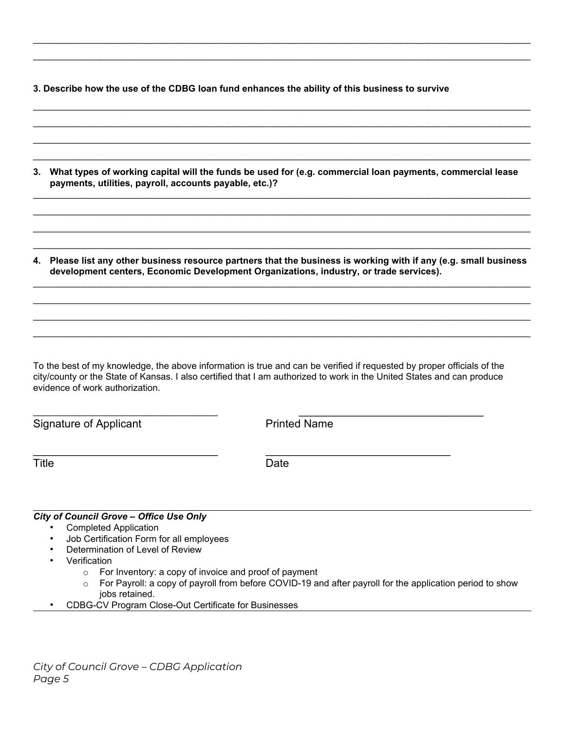**3. Describe how the use of the CDBG loan fund enhances the ability of this business to survive**

3. **What types of working capital will the funds be used for (e.g. commercial loan payments, commercial lease payments, utilities, payroll, accounts payable, etc.)?**

4. **Please list any other business resource partners that the business is working with if any (e.g. small business development centers, Economic Development Organizations, industry, or trade services).**

To the best of my knowledge, the above information is true and can be verified if requested by proper officials of the city/county or the State of Kansas. I also certified that I am authorized to work in the United States and can produce evidence of work authorization.

Signature of Applicant

Printed Name

Title

Date

***City of Council Grove – Office Use Only***

- Completed Application
- Job Certification Form for all employees
- Determination of Level of Review
- Verification
  - For Inventory: a copy of invoice and proof of payment
  - For Payroll: a copy of payroll from before COVID-19 and after payroll for the application period to show jobs retained.
- CDBG-CV Program Close-Out Certificate for Businesses